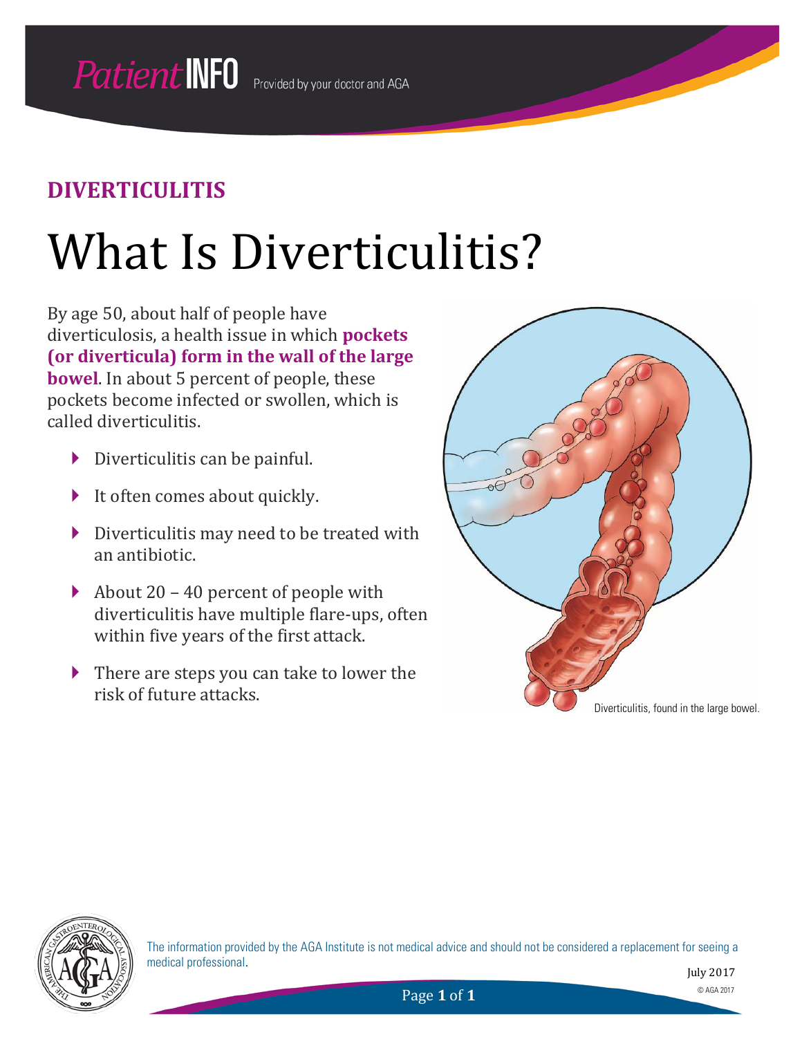**DIVERTICULITIS**

# What Is Diverticulitis?

By age 50, about half of people have diverticulosis, a health issue in which **pockets (or diverticula) form in the wall of the large bowel**. In about 5 percent of people, these pockets become infected or swollen, which is called diverticulitis.

- Diverticulitis can be painful.
- It often comes about quickly.
- Diverticulitis may need to be treated with an antibiotic.
- About 20 – 40 percent of people with diverticulitis have multiple flare-ups, often within five years of the first attack.
- There are steps you can take to lower the risk of future attacks.

Diverticulitis, found in the large bowel.

The information provided by the AGA Institute is not medical advice and should not be considered a replacement for seeing a medical professional.

July 2017

© AGA 2017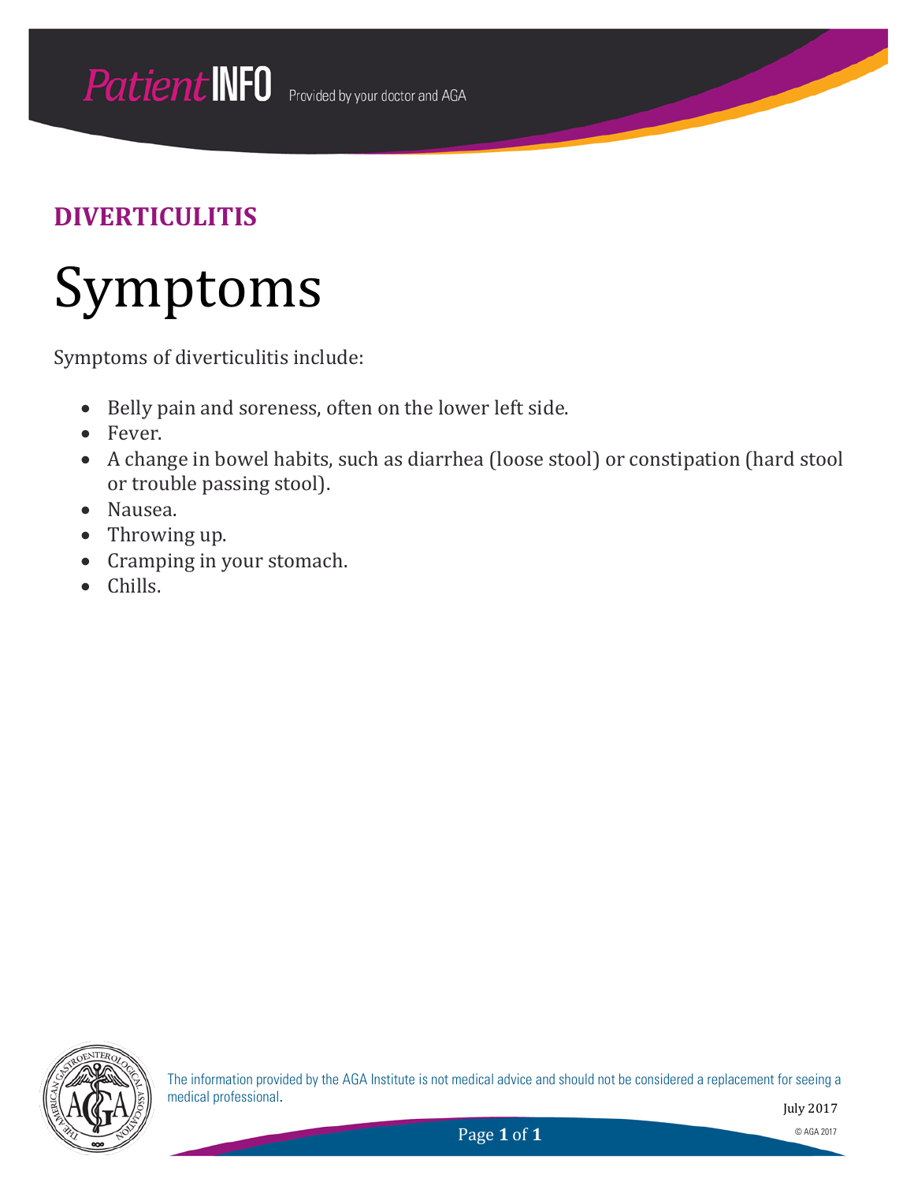## DIVERTICULITIS

# Symptoms

Symptoms of diverticulitis include:

- Belly pain and soreness, often on the lower left side.
- Fever.
- A change in bowel habits, such as diarrhea (loose stool) or constipation (hard stool or trouble passing stool).
- Nausea.
- Throwing up.
- Cramping in your stomach.
- Chills.

The information provided by the AGA Institute is not medical advice and should not be considered a replacement for seeing a medical professional.

July 2017

© AGA 2017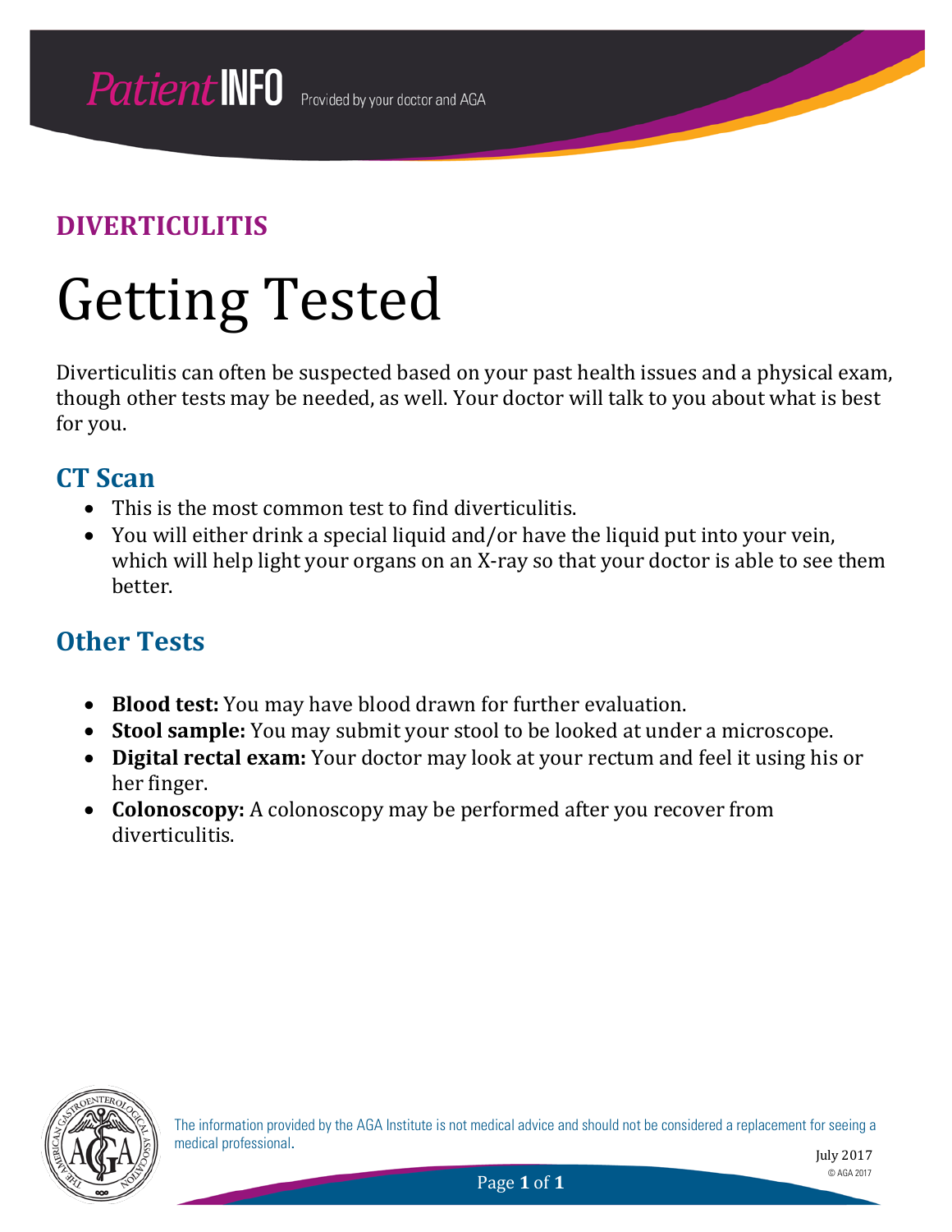## DIVERTICULITIS

# Getting Tested

Diverticulitis can often be suspected based on your past health issues and a physical exam, though other tests may be needed, as well. Your doctor will talk to you about what is best for you.

### CT Scan

- This is the most common test to find diverticulitis.
- You will either drink a special liquid and/or have the liquid put into your vein, which will help light your organs on an X-ray so that your doctor is able to see them better.

### Other Tests

- **Blood test:** You may have blood drawn for further evaluation.
- **Stool sample:** You may submit your stool to be looked at under a microscope.
- **Digital rectal exam:** Your doctor may look at your rectum and feel it using his or her finger.
- **Colonoscopy:** A colonoscopy may be performed after you recover from diverticulitis.

The information provided by the AGA Institute is not medical advice and should not be considered a replacement for seeing a medical professional.

July 2017

© AGA 2017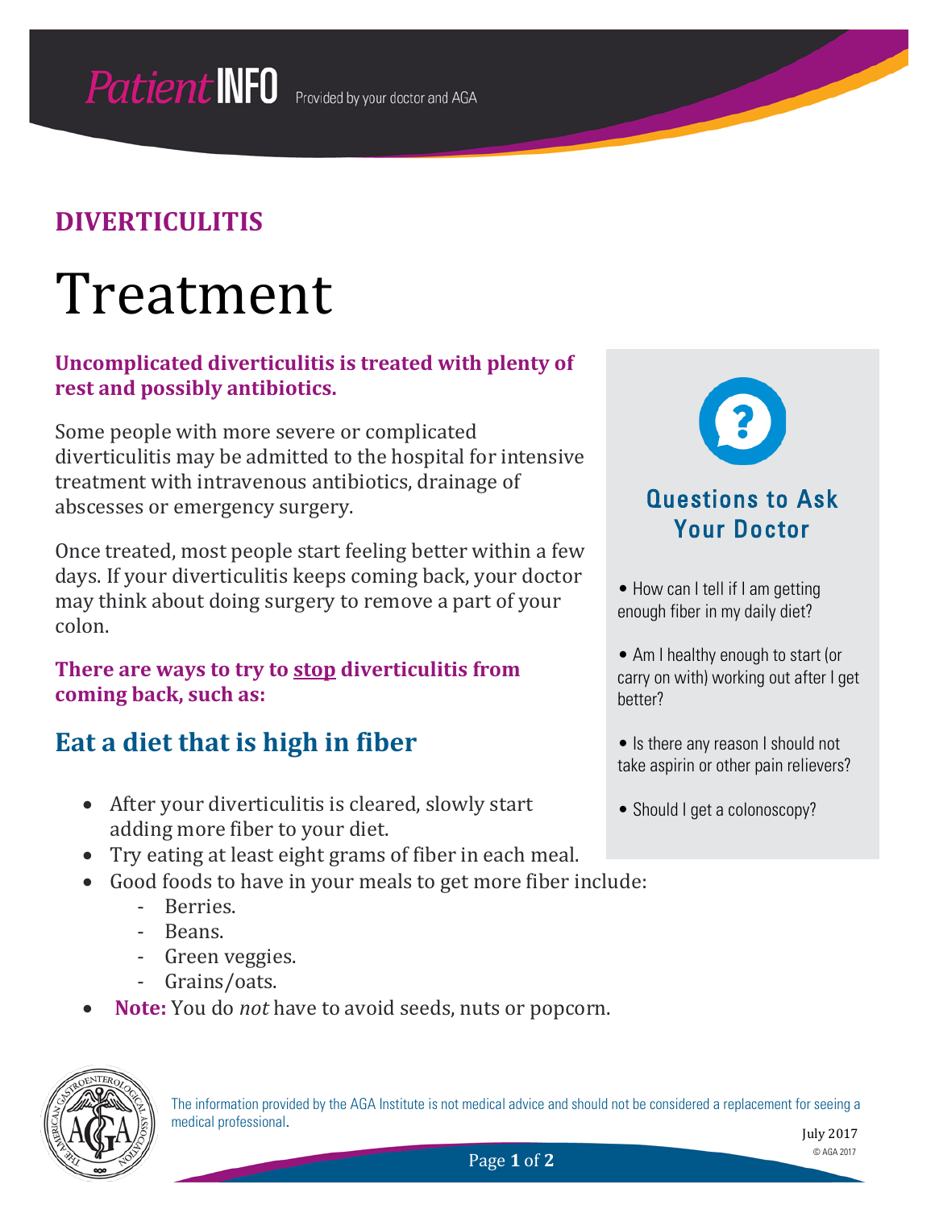PatientINFO Provided by your doctor and AGA

## DIVERTICULITIS

# Treatment

**Uncomplicated diverticulitis is treated with plenty of rest and possibly antibiotics.**

Some people with more severe or complicated diverticulitis may be admitted to the hospital for intensive treatment with intravenous antibiotics, drainage of abscesses or emergency surgery.

Once treated, most people start feeling better within a few days. If your diverticulitis keeps coming back, your doctor may think about doing surgery to remove a part of your colon.

**There are ways to try to <u>stop</u> diverticulitis from coming back, such as:**

## Eat a diet that is high in fiber

- After your diverticulitis is cleared, slowly start adding more fiber to your diet.
- Try eating at least eight grams of fiber in each meal.
- Good foods to have in your meals to get more fiber include:
    - Berries.
    - Beans.
    - Green veggies.
    - Grains/oats.
- **Note:** You do *not* have to avoid seeds, nuts or popcorn.

### Questions to Ask Your Doctor

- How can I tell if I am getting enough fiber in my daily diet?
- Am I healthy enough to start (or carry on with) working out after I get better?
- Is there any reason I should not take aspirin or other pain relievers?
- Should I get a colonoscopy?

The information provided by the AGA Institute is not medical advice and should not be considered a replacement for seeing a medical professional.

July 2017

© AGA 2017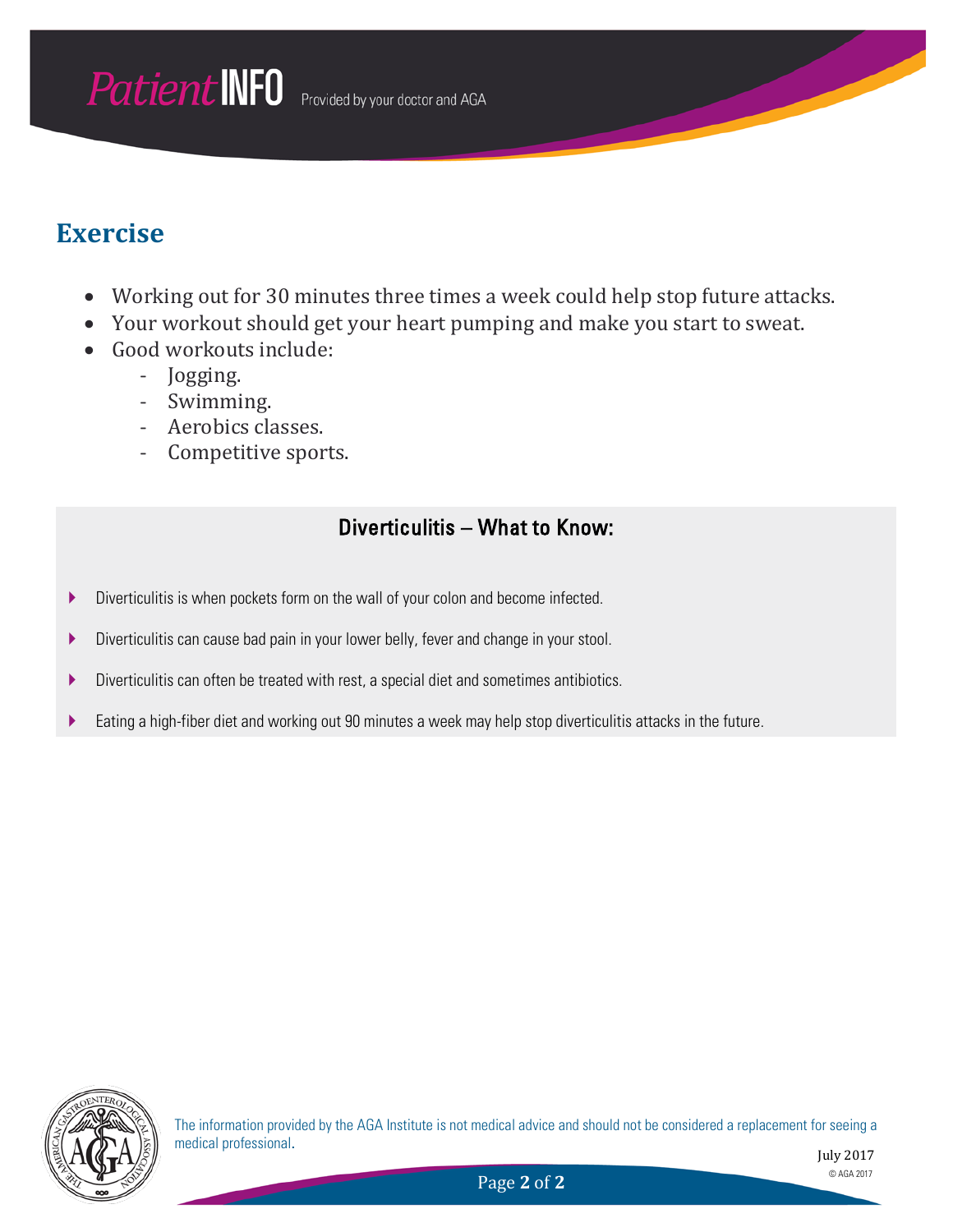## Exercise

- Working out for 30 minutes three times a week could help stop future attacks.
- Your workout should get your heart pumping and make you start to sweat.
- Good workouts include:
  - Jogging.
  - Swimming.
  - Aerobics classes.
  - Competitive sports.

### Diverticulitis – What to Know:

- Diverticulitis is when pockets form on the wall of your colon and become infected.
- Diverticulitis can cause bad pain in your lower belly, fever and change in your stool.
- Diverticulitis can often be treated with rest, a special diet and sometimes antibiotics.
- Eating a high-fiber diet and working out 90 minutes a week may help stop diverticulitis attacks in the future.

The information provided by the AGA Institute is not medical advice and should not be considered a replacement for seeing a medical professional.

July 2017

© AGA 2017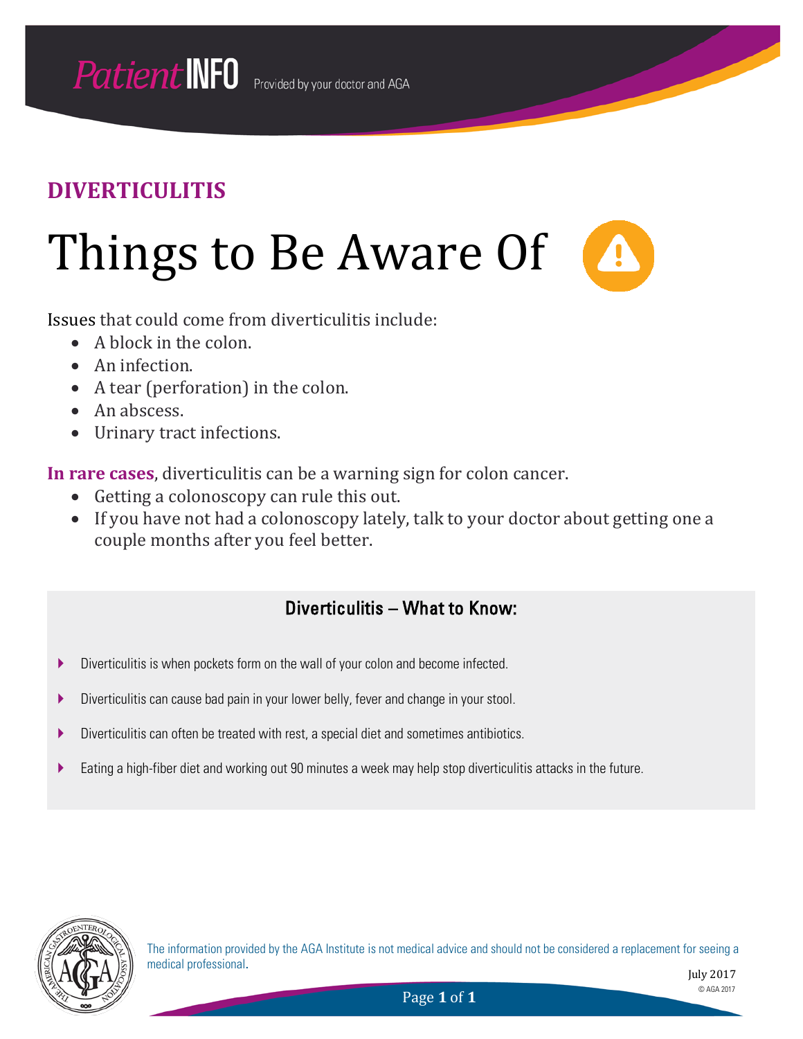PatientINFO Provided by your doctor and AGA

## DIVERTICULITIS

# Things to Be Aware Of

Issues that could come from diverticulitis include:

- A block in the colon.
- An infection.
- A tear (perforation) in the colon.
- An abscess.
- Urinary tract infections.

**In rare cases**, diverticulitis can be a warning sign for colon cancer.

- Getting a colonoscopy can rule this out.
- If you have not had a colonoscopy lately, talk to your doctor about getting one a couple months after you feel better.

### Diverticulitis – What to Know:

- Diverticulitis is when pockets form on the wall of your colon and become infected.
- Diverticulitis can cause bad pain in your lower belly, fever and change in your stool.
- Diverticulitis can often be treated with rest, a special diet and sometimes antibiotics.
- Eating a high-fiber diet and working out 90 minutes a week may help stop diverticulitis attacks in the future.

The information provided by the AGA Institute is not medical advice and should not be considered a replacement for seeing a medical professional.

July 2017

© AGA 2017